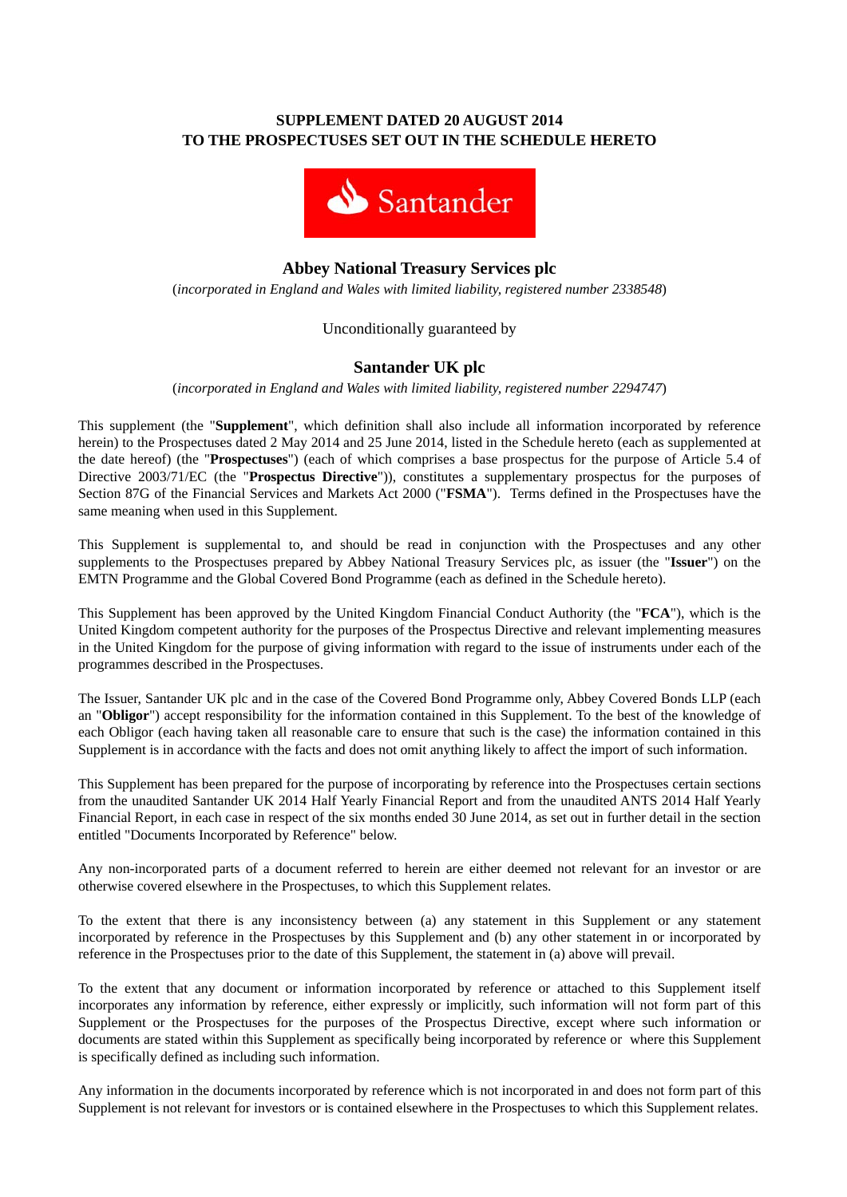**SUPPLEMENT DATED 20 AUGUST 2014**
**TO THE PROSPECTUSES SET OUT IN THE SCHEDULE HERETO**

Santander

## Abbey National Treasury Services plc

(*incorporated in England and Wales with limited liability, registered number 2338548*)

Unconditionally guaranteed by

## Santander UK plc

(*incorporated in England and Wales with limited liability, registered number 2294747*)

This supplement (the "**Supplement**", which definition shall also include all information incorporated by reference herein) to the Prospectuses dated 2 May 2014 and 25 June 2014, listed in the Schedule hereto (each as supplemented at the date hereof) (the "**Prospectuses**") (each of which comprises a base prospectus for the purpose of Article 5.4 of Directive 2003/71/EC (the "**Prospectus Directive**")), constitutes a supplementary prospectus for the purposes of Section 87G of the Financial Services and Markets Act 2000 ("**FSMA**"). Terms defined in the Prospectuses have the same meaning when used in this Supplement.

This Supplement is supplemental to, and should be read in conjunction with the Prospectuses and any other supplements to the Prospectuses prepared by Abbey National Treasury Services plc, as issuer (the "**Issuer**") on the EMTN Programme and the Global Covered Bond Programme (each as defined in the Schedule hereto).

This Supplement has been approved by the United Kingdom Financial Conduct Authority (the "**FCA**"), which is the United Kingdom competent authority for the purposes of the Prospectus Directive and relevant implementing measures in the United Kingdom for the purpose of giving information with regard to the issue of instruments under each of the programmes described in the Prospectuses.

The Issuer, Santander UK plc and in the case of the Covered Bond Programme only, Abbey Covered Bonds LLP (each an "**Obligor**") accept responsibility for the information contained in this Supplement. To the best of the knowledge of each Obligor (each having taken all reasonable care to ensure that such is the case) the information contained in this Supplement is in accordance with the facts and does not omit anything likely to affect the import of such information.

This Supplement has been prepared for the purpose of incorporating by reference into the Prospectuses certain sections from the unaudited Santander UK 2014 Half Yearly Financial Report and from the unaudited ANTS 2014 Half Yearly Financial Report, in each case in respect of the six months ended 30 June 2014, as set out in further detail in the section entitled "Documents Incorporated by Reference" below.

Any non-incorporated parts of a document referred to herein are either deemed not relevant for an investor or are otherwise covered elsewhere in the Prospectuses, to which this Supplement relates.

To the extent that there is any inconsistency between (a) any statement in this Supplement or any statement incorporated by reference in the Prospectuses by this Supplement and (b) any other statement in or incorporated by reference in the Prospectuses prior to the date of this Supplement, the statement in (a) above will prevail.

To the extent that any document or information incorporated by reference or attached to this Supplement itself incorporates any information by reference, either expressly or implicitly, such information will not form part of this Supplement or the Prospectuses for the purposes of the Prospectus Directive, except where such information or documents are stated within this Supplement as specifically being incorporated by reference or where this Supplement is specifically defined as including such information.

Any information in the documents incorporated by reference which is not incorporated in and does not form part of this Supplement is not relevant for investors or is contained elsewhere in the Prospectuses to which this Supplement relates.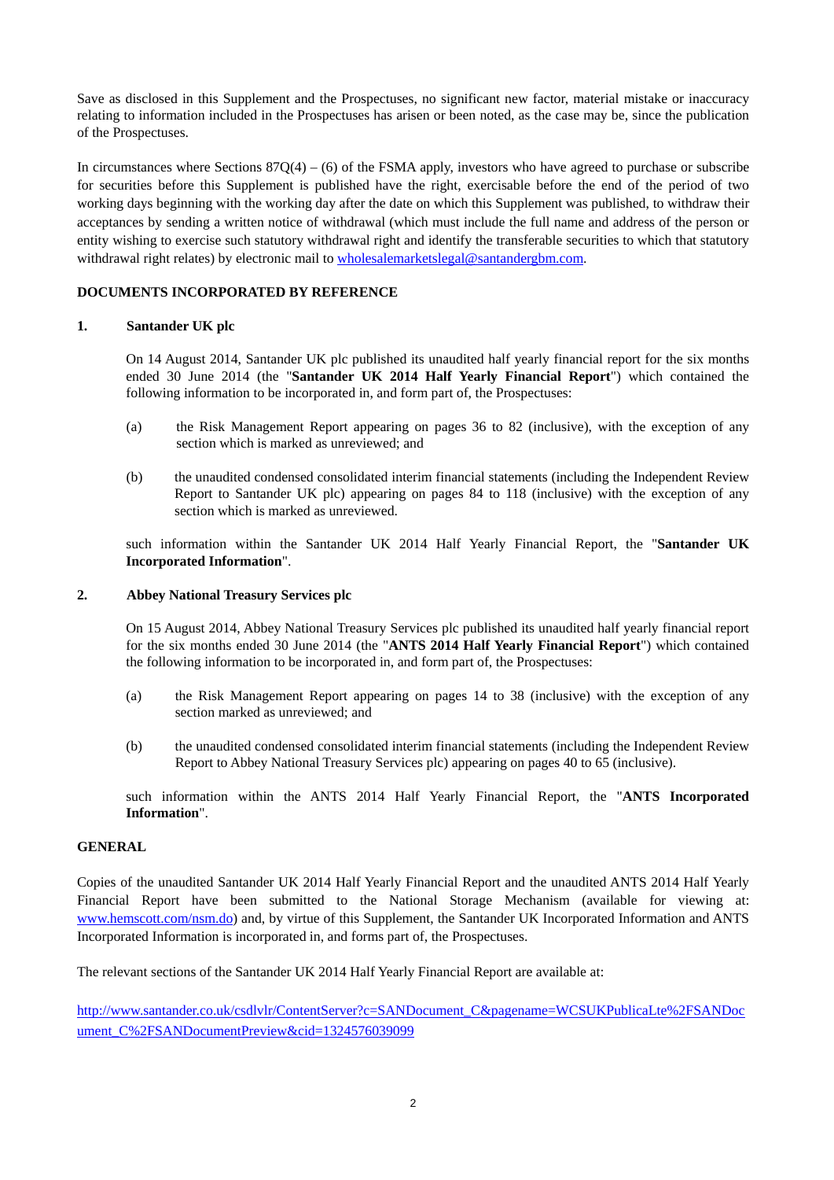Save as disclosed in this Supplement and the Prospectuses, no significant new factor, material mistake or inaccuracy relating to information included in the Prospectuses has arisen or been noted, as the case may be, since the publication of the Prospectuses.

In circumstances where Sections 87Q(4) – (6) of the FSMA apply, investors who have agreed to purchase or subscribe for securities before this Supplement is published have the right, exercisable before the end of the period of two working days beginning with the working day after the date on which this Supplement was published, to withdraw their acceptances by sending a written notice of withdrawal (which must include the full name and address of the person or entity wishing to exercise such statutory withdrawal right and identify the transferable securities to which that statutory withdrawal right relates) by electronic mail to wholesalemarketslegal@santandergbm.com.

## DOCUMENTS INCORPORATED BY REFERENCE

### 1. Santander UK plc

On 14 August 2014, Santander UK plc published its unaudited half yearly financial report for the six months ended 30 June 2014 (the "**Santander UK 2014 Half Yearly Financial Report**") which contained the following information to be incorporated in, and form part of, the Prospectuses:

(a) the Risk Management Report appearing on pages 36 to 82 (inclusive), with the exception of any section which is marked as unreviewed; and

(b) the unaudited condensed consolidated interim financial statements (including the Independent Review Report to Santander UK plc) appearing on pages 84 to 118 (inclusive) with the exception of any section which is marked as unreviewed.

such information within the Santander UK 2014 Half Yearly Financial Report, the "**Santander UK Incorporated Information**".

### 2. Abbey National Treasury Services plc

On 15 August 2014, Abbey National Treasury Services plc published its unaudited half yearly financial report for the six months ended 30 June 2014 (the "**ANTS 2014 Half Yearly Financial Report**") which contained the following information to be incorporated in, and form part of, the Prospectuses:

(a) the Risk Management Report appearing on pages 14 to 38 (inclusive) with the exception of any section marked as unreviewed; and

(b) the unaudited condensed consolidated interim financial statements (including the Independent Review Report to Abbey National Treasury Services plc) appearing on pages 40 to 65 (inclusive).

such information within the ANTS 2014 Half Yearly Financial Report, the "**ANTS Incorporated Information**".

## GENERAL

Copies of the unaudited Santander UK 2014 Half Yearly Financial Report and the unaudited ANTS 2014 Half Yearly Financial Report have been submitted to the National Storage Mechanism (available for viewing at: www.hemscott.com/nsm.do) and, by virtue of this Supplement, the Santander UK Incorporated Information and ANTS Incorporated Information is incorporated in, and forms part of, the Prospectuses.

The relevant sections of the Santander UK 2014 Half Yearly Financial Report are available at:

http://www.santander.co.uk/csdlvlr/ContentServer?c=SANDocument_C&pagename=WCSUKPublicaLte%2FSANDocument_C%2FSANDocumentPreview&cid=1324576039099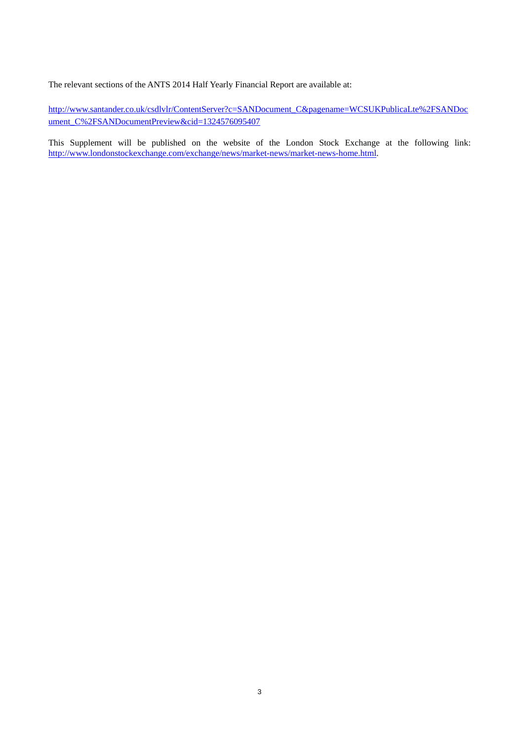The relevant sections of the ANTS 2014 Half Yearly Financial Report are available at:

http://www.santander.co.uk/csdlvlr/ContentServer?c=SANDocument_C&pagename=WCSUKPublicaLte%2FSANDocument_C%2FSANDocumentPreview&cid=1324576095407

This Supplement will be published on the website of the London Stock Exchange at the following link: http://www.londonstockexchange.com/exchange/news/market-news/market-news-home.html.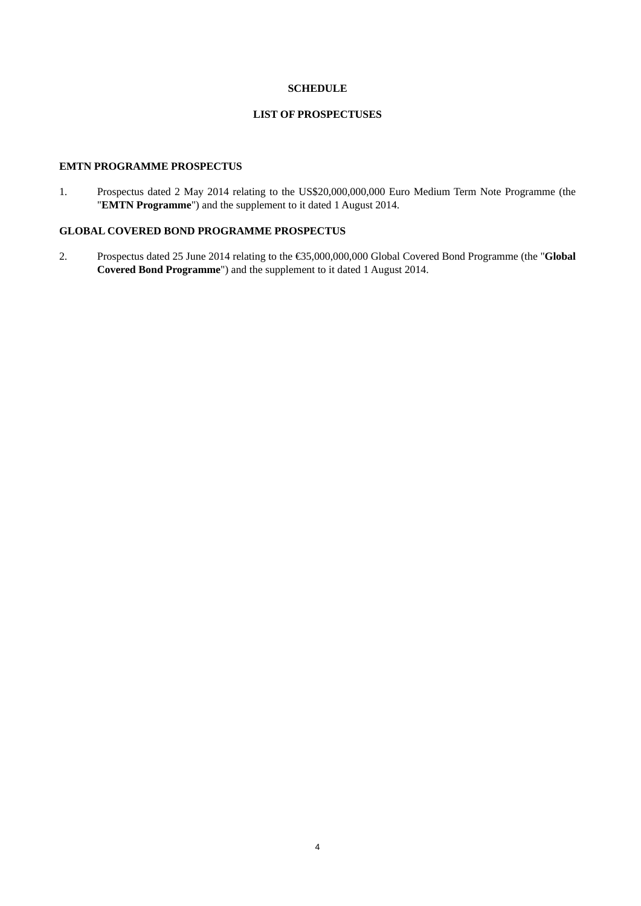**SCHEDULE**

**LIST OF PROSPECTUSES**

**EMTN PROGRAMME PROSPECTUS**

1. Prospectus dated 2 May 2014 relating to the US$20,000,000,000 Euro Medium Term Note Programme (the "**EMTN Programme**") and the supplement to it dated 1 August 2014.

**GLOBAL COVERED BOND PROGRAMME PROSPECTUS**

2. Prospectus dated 25 June 2014 relating to the €35,000,000,000 Global Covered Bond Programme (the "**Global Covered Bond Programme**") and the supplement to it dated 1 August 2014.